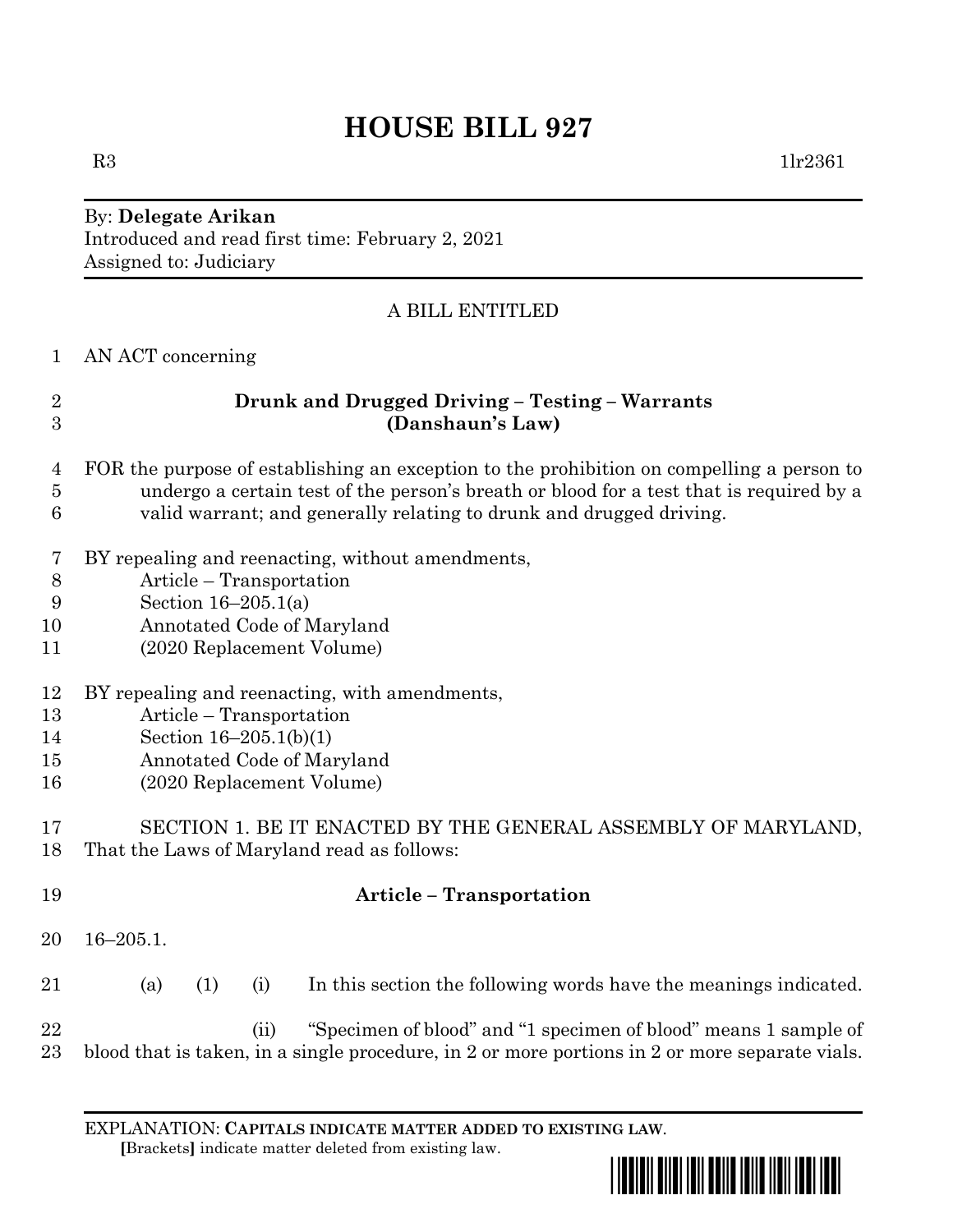# HOUSE BILL 927

R3 1lr2361

By: **Delegate Arikan**
Introduced and read first time: February 2, 2021
Assigned to: Judiciary

A BILL ENTITLED

AN ACT concerning

**Drunk and Drugged Driving – Testing – Warrants**
**(Danshaun's Law)**

FOR the purpose of establishing an exception to the prohibition on compelling a person to undergo a certain test of the person's breath or blood for a test that is required by a valid warrant; and generally relating to drunk and drugged driving.

BY repealing and reenacting, without amendments,
Article – Transportation
Section 16–205.1(a)
Annotated Code of Maryland
(2020 Replacement Volume)

BY repealing and reenacting, with amendments,
Article – Transportation
Section 16–205.1(b)(1)
Annotated Code of Maryland
(2020 Replacement Volume)

SECTION 1. BE IT ENACTED BY THE GENERAL ASSEMBLY OF MARYLAND, That the Laws of Maryland read as follows:

**Article – Transportation**

16–205.1.

(a) (1) (i) In this section the following words have the meanings indicated.

(ii) "Specimen of blood" and "1 specimen of blood" means 1 sample of blood that is taken, in a single procedure, in 2 or more portions in 2 or more separate vials.

EXPLANATION: **CAPITALS INDICATE MATTER ADDED TO EXISTING LAW**.
**[**Brackets**]** indicate matter deleted from existing law.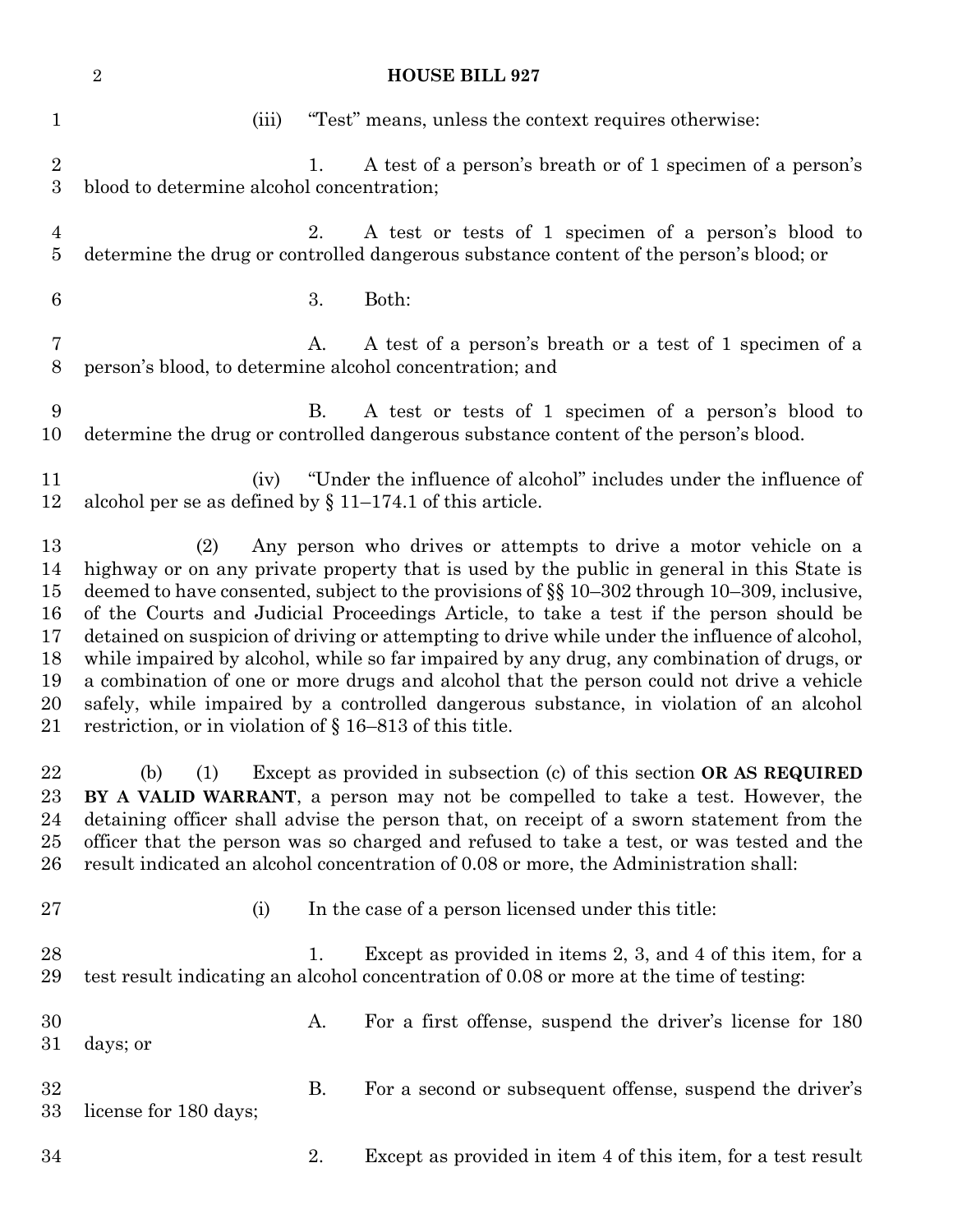(iii) "Test" means, unless the context requires otherwise:

1. A test of a person's breath or of 1 specimen of a person's blood to determine alcohol concentration;

2. A test or tests of 1 specimen of a person's blood to determine the drug or controlled dangerous substance content of the person's blood; or

3. Both:

A. A test of a person's breath or a test of 1 specimen of a person's blood, to determine alcohol concentration; and

B. A test or tests of 1 specimen of a person's blood to determine the drug or controlled dangerous substance content of the person's blood.

(iv) "Under the influence of alcohol" includes under the influence of alcohol per se as defined by § 11–174.1 of this article.

(2) Any person who drives or attempts to drive a motor vehicle on a highway or on any private property that is used by the public in general in this State is deemed to have consented, subject to the provisions of §§ 10–302 through 10–309, inclusive, of the Courts and Judicial Proceedings Article, to take a test if the person should be detained on suspicion of driving or attempting to drive while under the influence of alcohol, while impaired by alcohol, while so far impaired by any drug, any combination of drugs, or a combination of one or more drugs and alcohol that the person could not drive a vehicle safely, while impaired by a controlled dangerous substance, in violation of an alcohol restriction, or in violation of § 16–813 of this title.

(b) (1) Except as provided in subsection (c) of this section **OR AS REQUIRED BY A VALID WARRANT**, a person may not be compelled to take a test. However, the detaining officer shall advise the person that, on receipt of a sworn statement from the officer that the person was so charged and refused to take a test, or was tested and the result indicated an alcohol concentration of 0.08 or more, the Administration shall:

(i) In the case of a person licensed under this title:

1. Except as provided in items 2, 3, and 4 of this item, for a test result indicating an alcohol concentration of 0.08 or more at the time of testing:

A. For a first offense, suspend the driver's license for 180 days; or

B. For a second or subsequent offense, suspend the driver's license for 180 days;

2. Except as provided in item 4 of this item, for a test result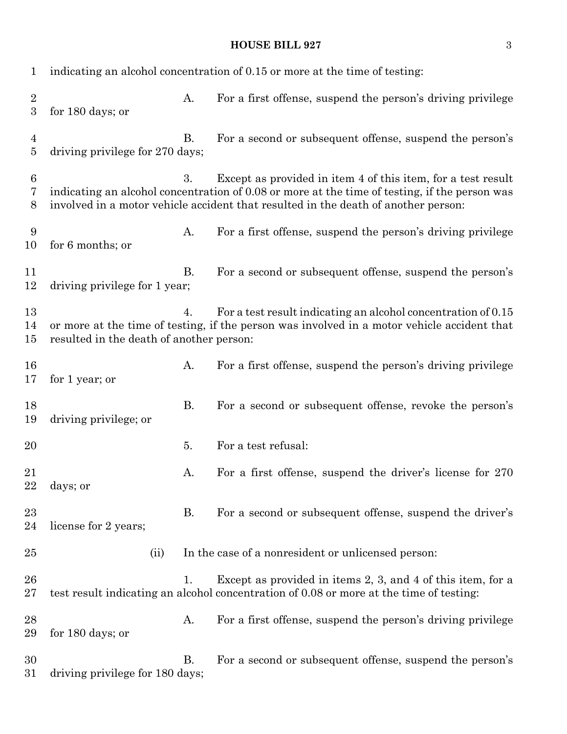indicating an alcohol concentration of 0.15 or more at the time of testing:

A. For a first offense, suspend the person's driving privilege for 180 days; or

B. For a second or subsequent offense, suspend the person's driving privilege for 270 days;

3. Except as provided in item 4 of this item, for a test result indicating an alcohol concentration of 0.08 or more at the time of testing, if the person was involved in a motor vehicle accident that resulted in the death of another person:

A. For a first offense, suspend the person's driving privilege for 6 months; or

B. For a second or subsequent offense, suspend the person's driving privilege for 1 year;

4. For a test result indicating an alcohol concentration of 0.15 or more at the time of testing, if the person was involved in a motor vehicle accident that resulted in the death of another person:

A. For a first offense, suspend the person's driving privilege for 1 year; or

B. For a second or subsequent offense, revoke the person's driving privilege; or

5. For a test refusal:

A. For a first offense, suspend the driver's license for 270 days; or

B. For a second or subsequent offense, suspend the driver's license for 2 years;

(ii) In the case of a nonresident or unlicensed person:

1. Except as provided in items 2, 3, and 4 of this item, for a test result indicating an alcohol concentration of 0.08 or more at the time of testing:

A. For a first offense, suspend the person's driving privilege for 180 days; or

B. For a second or subsequent offense, suspend the person's driving privilege for 180 days;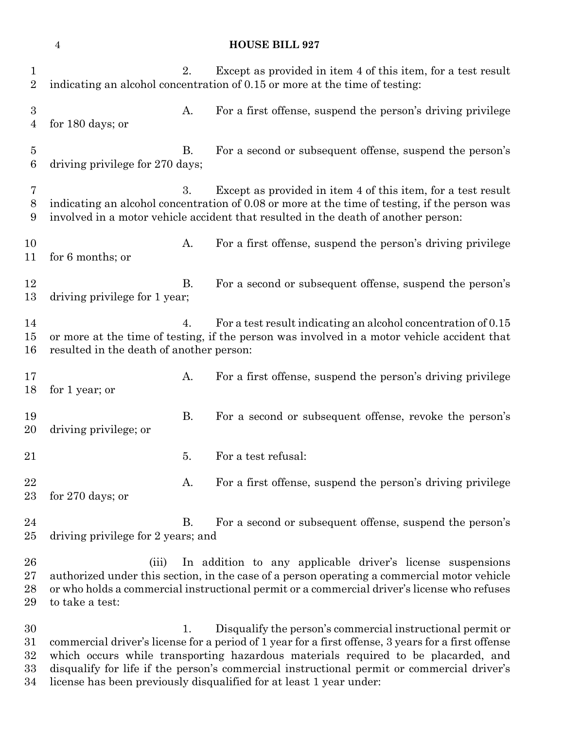2. Except as provided in item 4 of this item, for a test result indicating an alcohol concentration of 0.15 or more at the time of testing:

A. For a first offense, suspend the person's driving privilege for 180 days; or

B. For a second or subsequent offense, suspend the person's driving privilege for 270 days;

3. Except as provided in item 4 of this item, for a test result indicating an alcohol concentration of 0.08 or more at the time of testing, if the person was involved in a motor vehicle accident that resulted in the death of another person:

A. For a first offense, suspend the person's driving privilege for 6 months; or

B. For a second or subsequent offense, suspend the person's driving privilege for 1 year;

4. For a test result indicating an alcohol concentration of 0.15 or more at the time of testing, if the person was involved in a motor vehicle accident that resulted in the death of another person:

A. For a first offense, suspend the person's driving privilege for 1 year; or

B. For a second or subsequent offense, revoke the person's driving privilege; or

5. For a test refusal:

A. For a first offense, suspend the person's driving privilege for 270 days; or

B. For a second or subsequent offense, suspend the person's driving privilege for 2 years; and

(iii) In addition to any applicable driver's license suspensions authorized under this section, in the case of a person operating a commercial motor vehicle or who holds a commercial instructional permit or a commercial driver's license who refuses to take a test:

1. Disqualify the person's commercial instructional permit or commercial driver's license for a period of 1 year for a first offense, 3 years for a first offense which occurs while transporting hazardous materials required to be placarded, and disqualify for life if the person's commercial instructional permit or commercial driver's license has been previously disqualified for at least 1 year under: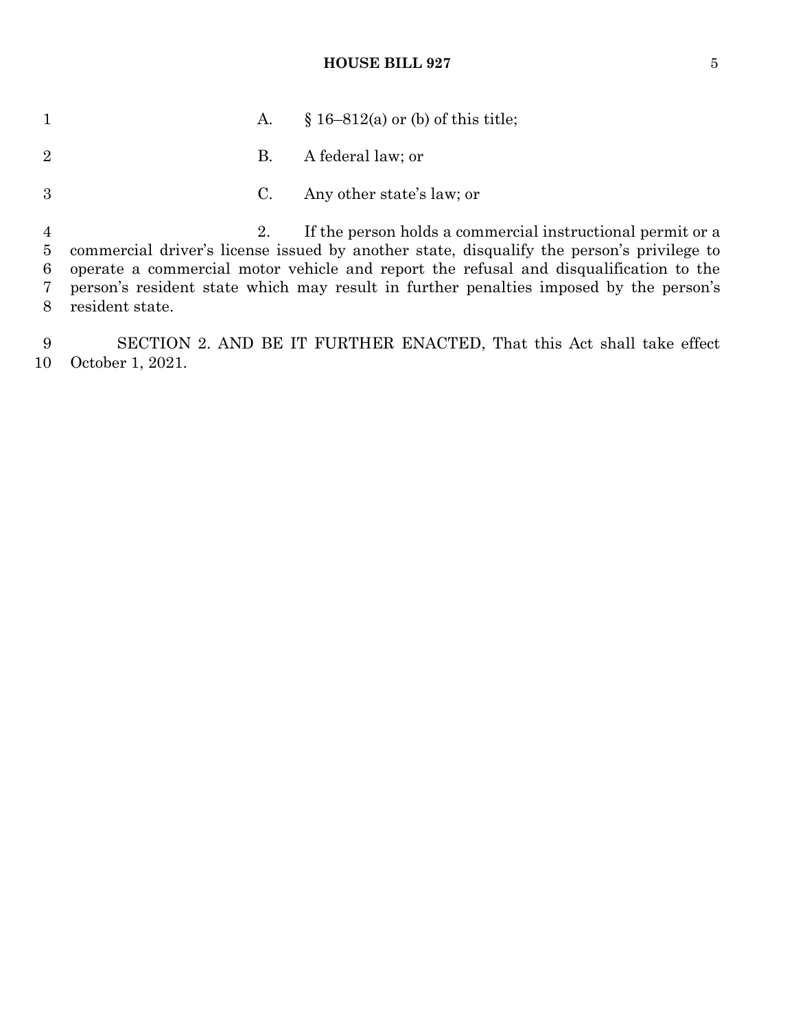A. § 16–812(a) or (b) of this title;

B. A federal law; or

C. Any other state's law; or

2. If the person holds a commercial instructional permit or a commercial driver's license issued by another state, disqualify the person's privilege to operate a commercial motor vehicle and report the refusal and disqualification to the person's resident state which may result in further penalties imposed by the person's resident state.

SECTION 2. AND BE IT FURTHER ENACTED, That this Act shall take effect October 1, 2021.